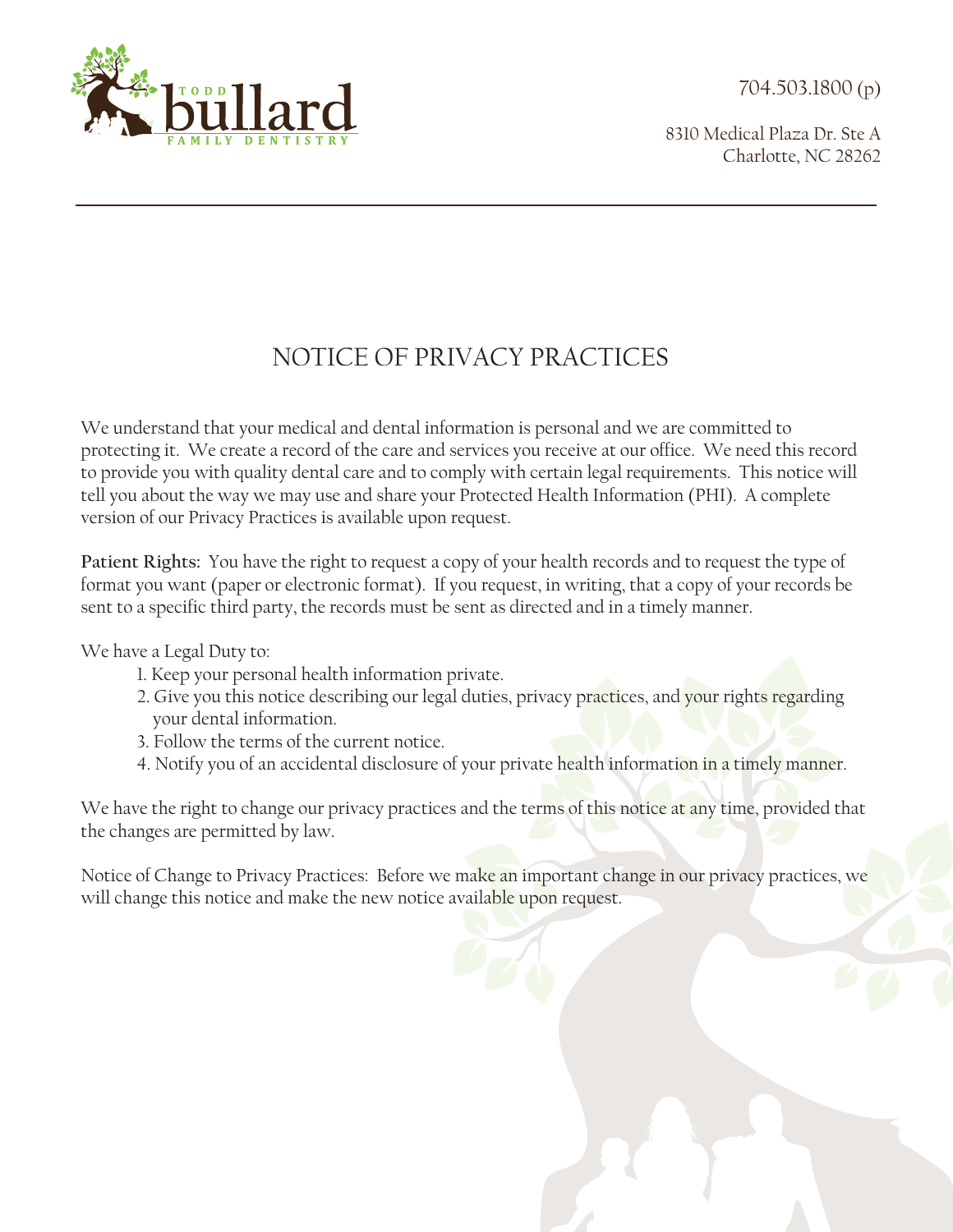TODD bullard FAMILY DENTISTRY

704.503.1800 (p)

8310 Medical Plaza Dr. Ste A
Charlotte, NC 28262

# NOTICE OF PRIVACY PRACTICES

We understand that your medical and dental information is personal and we are committed to protecting it. We create a record of the care and services you receive at our office. We need this record to provide you with quality dental care and to comply with certain legal requirements. This notice will tell you about the way we may use and share your Protected Health Information (PHI). A complete version of our Privacy Practices is available upon request.

**Patient Rights:** You have the right to request a copy of your health records and to request the type of format you want (paper or electronic format). If you request, in writing, that a copy of your records be sent to a specific third party, the records must be sent as directed and in a timely manner.

We have a Legal Duty to:

1. Keep your personal health information private.
2. Give you this notice describing our legal duties, privacy practices, and your rights regarding your dental information.
3. Follow the terms of the current notice.
4. Notify you of an accidental disclosure of your private health information in a timely manner.

We have the right to change our privacy practices and the terms of this notice at any time, provided that the changes are permitted by law.

Notice of Change to Privacy Practices: Before we make an important change in our privacy practices, we will change this notice and make the new notice available upon request.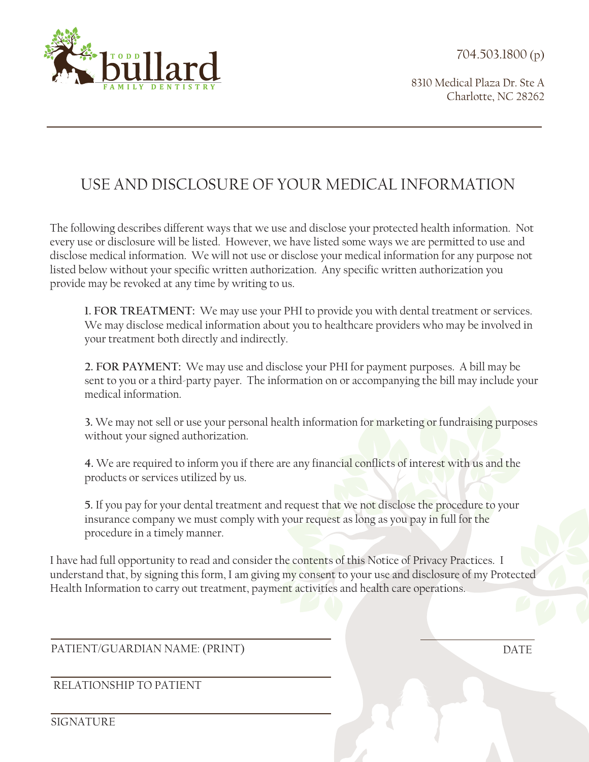TODD bullard FAMILY DENTISTRY

704.503.1800 (p)

8310 Medical Plaza Dr. Ste A
Charlotte, NC 28262

# USE AND DISCLOSURE OF YOUR MEDICAL INFORMATION

The following describes different ways that we use and disclose your protected health information. Not every use or disclosure will be listed. However, we have listed some ways we are permitted to use and disclose medical information. We will not use or disclose your medical information for any purpose not listed below without your specific written authorization. Any specific written authorization you provide may be revoked at any time by writing to us.

1. **FOR TREATMENT:** We may use your PHI to provide you with dental treatment or services. We may disclose medical information about you to healthcare providers who may be involved in your treatment both directly and indirectly.

2. **FOR PAYMENT:** We may use and disclose your PHI for payment purposes. A bill may be sent to you or a third-party payer. The information on or accompanying the bill may include your medical information.

3. We may not sell or use your personal health information for marketing or fundraising purposes without your signed authorization.

4. We are required to inform you if there are any financial conflicts of interest with us and the products or services utilized by us.

5. If you pay for your dental treatment and request that we not disclose the procedure to your insurance company we must comply with your request as long as you pay in full for the procedure in a timely manner.

I have had full opportunity to read and consider the contents of this Notice of Privacy Practices. I understand that, by signing this form, I am giving my consent to your use and disclosure of my Protected Health Information to carry out treatment, payment activities and health care operations.

PATIENT/GUARDIAN NAME: (PRINT) ______________________ DATE ____________

RELATIONSHIP TO PATIENT ______________________

SIGNATURE ______________________